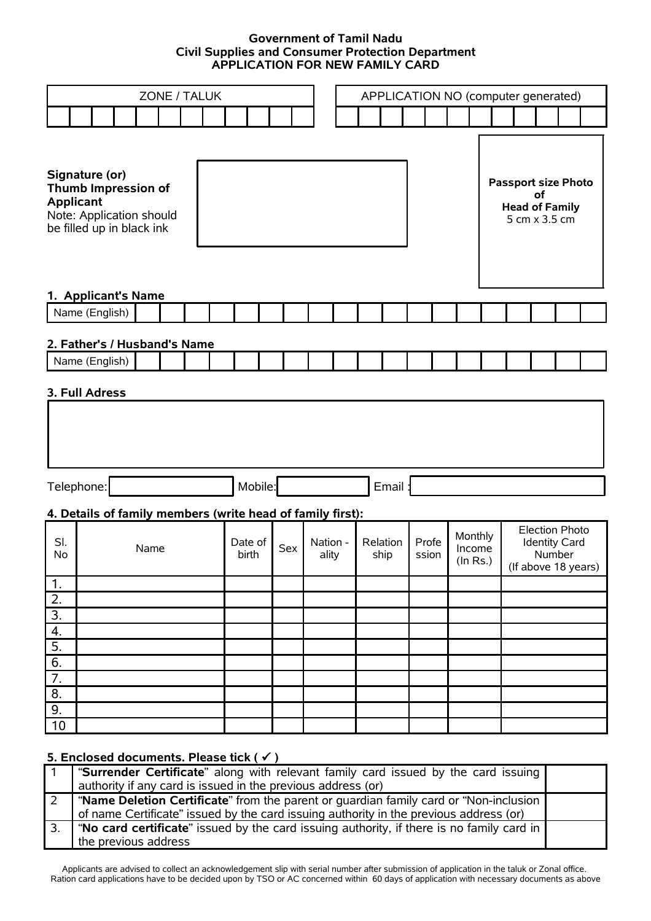**Government of Tamil Nadu**
**Civil Supplies and Consumer Protection Department**
**APPLICATION FOR NEW FAMILY CARD**

| ZONE / TALUK | APPLICATION NO (computer generated) |
|---|---|
| | |

**Signature (or) Thumb Impression of Applicant**
Note: Application should be filled up in black ink

**Passport size Photo of Head of Family**
5 cm x 3.5 cm

**1. Applicant's Name**

Name (English)

**2. Father's / Husband's Name**

Name (English)

**3. Full Adress**

Telephone: Mobile: Email :

**4. Details of family members (write head of family first):**

| Sl. No | Name | Date of birth | Sex | Nation - ality | Relation ship | Profe ssion | Monthly Income (In Rs.) | Election Photo Identity Card Number (If above 18 years) |
|---|---|---|---|---|---|---|---|---|
| 1. | | | | | | | | |
| 2. | | | | | | | | |
| 3. | | | | | | | | |
| 4. | | | | | | | | |
| 5. | | | | | | | | |
| 6. | | | | | | | | |
| 7. | | | | | | | | |
| 8. | | | | | | | | |
| 9. | | | | | | | | |
| 10 | | | | | | | | |

**5. Enclosed documents. Please tick ( ✓ )**

| | | |
|---|---|---|
| 1 | "**Surrender Certificate**" along with relevant family card issued by the card issuing authority if any card is issued in the previous address (or) | |
| 2 | "**Name Deletion Certificate**" from the parent or guardian family card or "Non-inclusion of name Certificate" issued by the card issuing authority in the previous address (or) | |
| 3. | "**No card certificate**" issued by the card issuing authority, if there is no family card in the previous address | |

Applicants are advised to collect an acknowledgement slip with serial number after submission of application in the taluk or Zonal office.
Ration card applications have to be decided upon by TSO or AC concerned within 60 days of application with necessary documents as above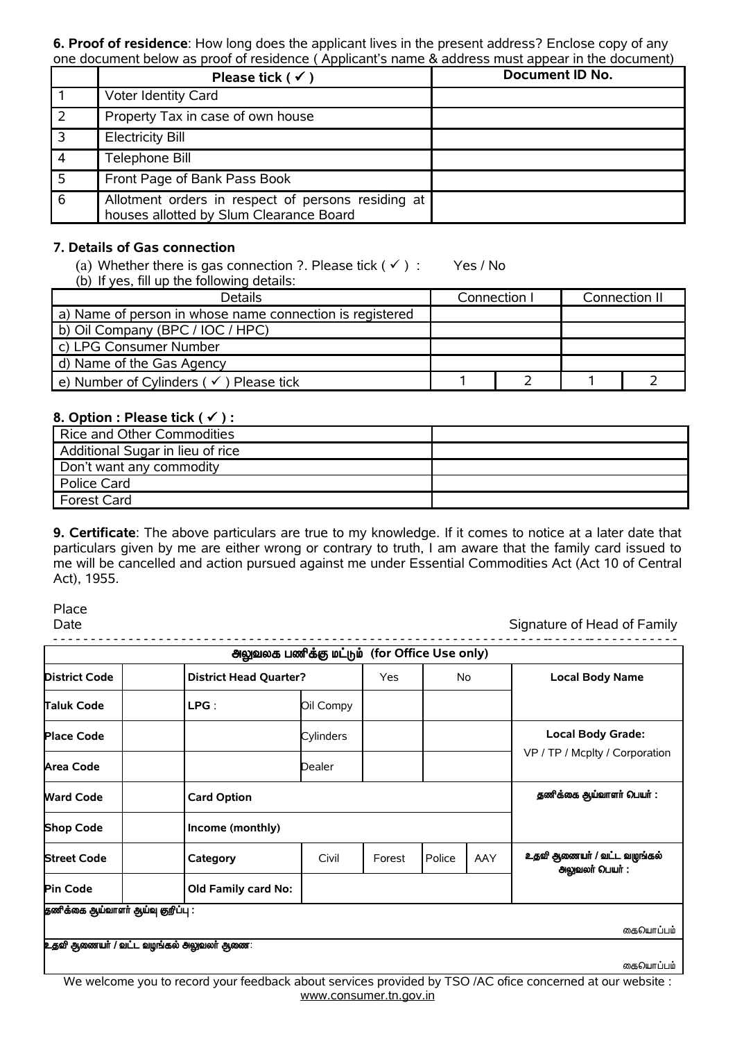**6. Proof of residence**: How long does the applicant lives in the present address? Enclose copy of any one document below as proof of residence ( Applicant's name & address must appear in the document)

| | Please tick ( ✓ ) | Document ID No. |
|---|---|---|
| 1 | Voter Identity Card | |
| 2 | Property Tax in case of own house | |
| 3 | Electricity Bill | |
| 4 | Telephone Bill | |
| 5 | Front Page of Bank Pass Book | |
| 6 | Allotment orders in respect of persons residing at houses allotted by Slum Clearance Board | |

**7. Details of Gas connection**

(a) Whether there is gas connection ?. Please tick ( ✓ ) : Yes / No

(b) If yes, fill up the following details:

| Details | Connection I | | Connection II | |
|---|---|---|---|---|
| a) Name of person in whose name connection is registered | | | | |
| b) Oil Company (BPC / IOC / HPC) | | | | |
| c) LPG Consumer Number | | | | |
| d) Name of the Gas Agency | | | | |
| e) Number of Cylinders ( ✓ ) Please tick | 1 | 2 | 1 | 2 |

**8. Option : Please tick ( ✓ ) :**

| | |
|---|---|
| Rice and Other Commodities | |
| Additional Sugar in lieu of rice | |
| Don't want any commodity | |
| Police Card | |
| Forest Card | |

**9. Certificate**: The above particulars are true to my knowledge. If it comes to notice at a later date that particulars given by me are either wrong or contrary to truth, I am aware that the family card issued to me will be cancelled and action pursued against me under Essential Commodities Act (Act 10 of Central Act), 1955.

Place

Date

Signature of Head of Family

அலுவலக பணிக்கு மட்டும் (for Office Use only)

| | | | | | | | |
|---|---|---|---|---|---|---|---|
| **District Code** | | **District Head Quarter?** | | Yes | No | | **Local Body Name** |
| **Taluk Code** | | **LPG** : | Oil Compy | | | | |
| **Place Code** | | | Cylinders | | | | **Local Body Grade:** VP / TP / Mcplty / Corporation |
| **Area Code** | | | Dealer | | | | |
| **Ward Code** | | **Card Option** | | | | | **தணிக்கை ஆய்வாளர் பெயர் :** |
| **Shop Code** | | **Income (monthly)** | | | | | |
| **Street Code** | | **Category** | Civil | Forest | Police | AAY | **உதவி ஆணையர் / வட்ட வழங்கல் அலுவலர் பெயர் :** |
| **Pin Code** | | **Old Family card No:** | | | | | |

**தணிக்கை ஆய்வாளர் ஆய்வு குறிப்பு :**

கையொப்பம்

**உதவி ஆணையர் / வட்ட வழங்கல் அலுவலர் ஆணை**:

கையொப்பம்

We welcome you to record your feedback about services provided by TSO /AC ofice concerned at our website : www.consumer.tn.gov.in